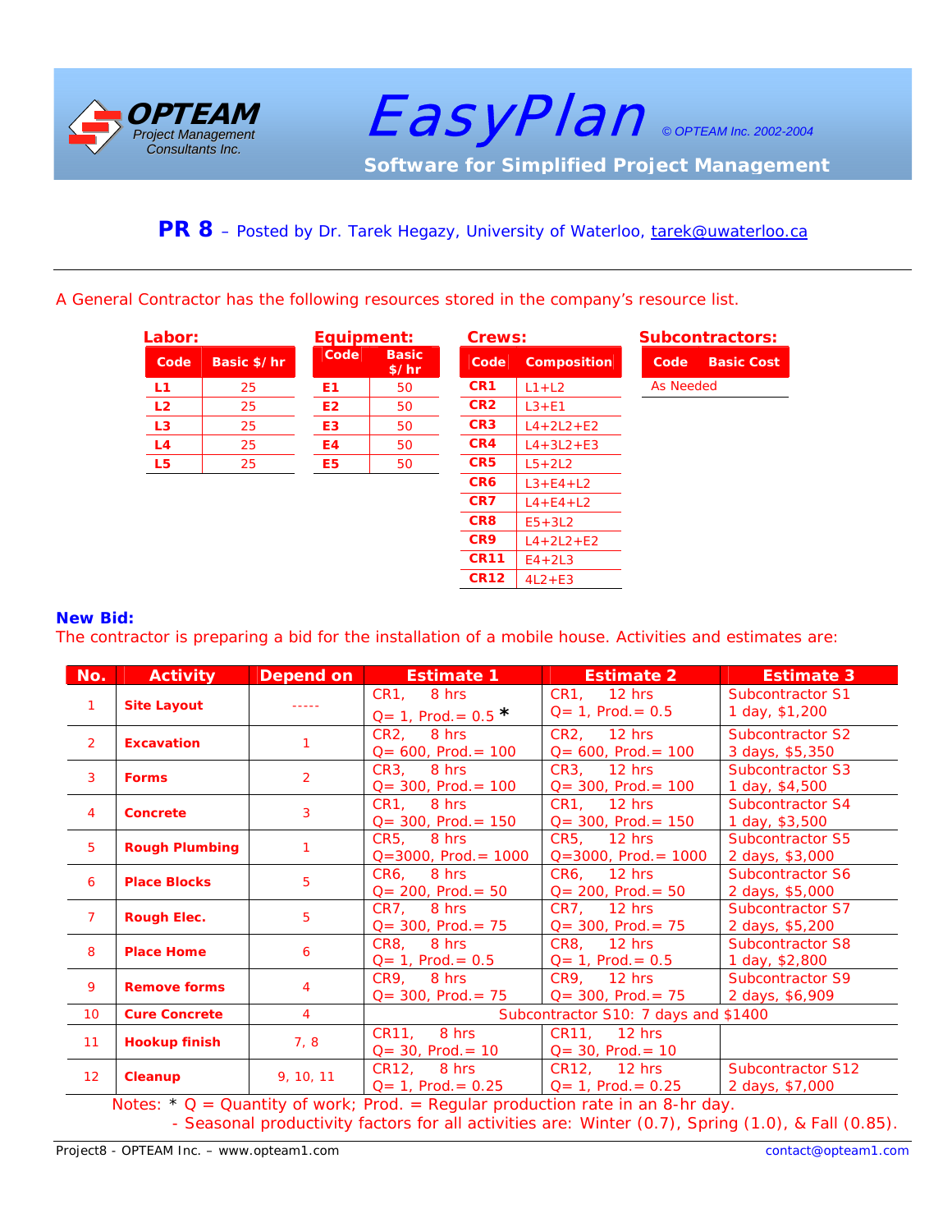**OPTEAM** Project Management Consultants Inc.

# EasyPlan

© OPTEAM Inc. 2002-2004

**Software for Simplified Project Management**

## PR 8 – Posted by Dr. Tarek Hegazy, University of Waterloo, tarek@uwaterloo.ca

A General Contractor has the following resources stored in the company's resource list.

**Labor:**

| Code | Basic $/hr |
|---|---|
| L1 | 25 |
| L2 | 25 |
| L3 | 25 |
| L4 | 25 |
| L5 | 25 |

**Equipment:**

| Code | Basic $/hr |
|---|---|
| E1 | 50 |
| E2 | 50 |
| E3 | 50 |
| E4 | 50 |
| E5 | 50 |

**Crews:**

| Code | Composition |
|---|---|
| CR1 | L1+L2 |
| CR2 | L3+E1 |
| CR3 | L4+2L2+E2 |
| CR4 | L4+3L2+E3 |
| CR5 | L5+2L2 |
| CR6 | L3+E4+L2 |
| CR7 | L4+E4+L2 |
| CR8 | E5+3L2 |
| CR9 | L4+2L2+E2 |
| CR11 | E4+2L3 |
| CR12 | 4L2+E3 |

**Subcontractors:**

| Code | Basic Cost |
|---|---|
| As Needed | |

**New Bid:**

The contractor is preparing a bid for the installation of a mobile house. Activities and estimates are:

| No. | Activity | Depend on | Estimate 1 | Estimate 2 | Estimate 3 |
|---|---|---|---|---|---|
| 1 | Site Layout | ----- | CR1, 8 hrs<br>Q= 1, Prod.= 0.5 * | CR1, 12 hrs<br>Q= 1, Prod.= 0.5 | Subcontractor S1<br>1 day, $1,200 |
| 2 | Excavation | 1 | CR2, 8 hrs<br>Q= 600, Prod.= 100 | CR2, 12 hrs<br>Q= 600, Prod.= 100 | Subcontractor S2<br>3 days, $5,350 |
| 3 | Forms | 2 | CR3, 8 hrs<br>Q= 300, Prod.= 100 | CR3, 12 hrs<br>Q= 300, Prod.= 100 | Subcontractor S3<br>1 day, $4,500 |
| 4 | Concrete | 3 | CR1, 8 hrs<br>Q= 300, Prod.= 150 | CR1, 12 hrs<br>Q= 300, Prod.= 150 | Subcontractor S4<br>1 day, $3,500 |
| 5 | Rough Plumbing | 1 | CR5, 8 hrs<br>Q=3000, Prod.= 1000 | CR5, 12 hrs<br>Q=3000, Prod.= 1000 | Subcontractor S5<br>2 days, $3,000 |
| 6 | Place Blocks | 5 | CR6, 8 hrs<br>Q= 200, Prod.= 50 | CR6, 12 hrs<br>Q= 200, Prod.= 50 | Subcontractor S6<br>2 days, $5,000 |
| 7 | Rough Elec. | 5 | CR7, 8 hrs<br>Q= 300, Prod.= 75 | CR7, 12 hrs<br>Q= 300, Prod.= 75 | Subcontractor S7<br>2 days, $5,200 |
| 8 | Place Home | 6 | CR8, 8 hrs<br>Q= 1, Prod.= 0.5 | CR8, 12 hrs<br>Q= 1, Prod.= 0.5 | Subcontractor S8<br>1 day, $2,800 |
| 9 | Remove forms | 4 | CR9, 8 hrs<br>Q= 300, Prod.= 75 | CR9, 12 hrs<br>Q= 300, Prod.= 75 | Subcontractor S9<br>2 days, $6,909 |
| 10 | Cure Concrete | 4 | Subcontractor S10: 7 days and $1400 | | |
| 11 | Hookup finish | 7, 8 | CR11, 8 hrs<br>Q= 30, Prod.= 10 | CR11, 12 hrs<br>Q= 30, Prod.= 10 | |
| 12 | Cleanup | 9, 10, 11 | CR12, 8 hrs<br>Q= 1, Prod.= 0.25 | CR12, 12 hrs<br>Q= 1, Prod.= 0.25 | Subcontractor S12<br>2 days, $7,000 |

Notes: * Q = Quantity of work; Prod. = Regular production rate in an 8-hr day.
- Seasonal productivity factors for all activities are: Winter (0.7), Spring (1.0), & Fall (0.85).

Project8 - OPTEAM Inc. – www.opteam1.com contact@opteam1.com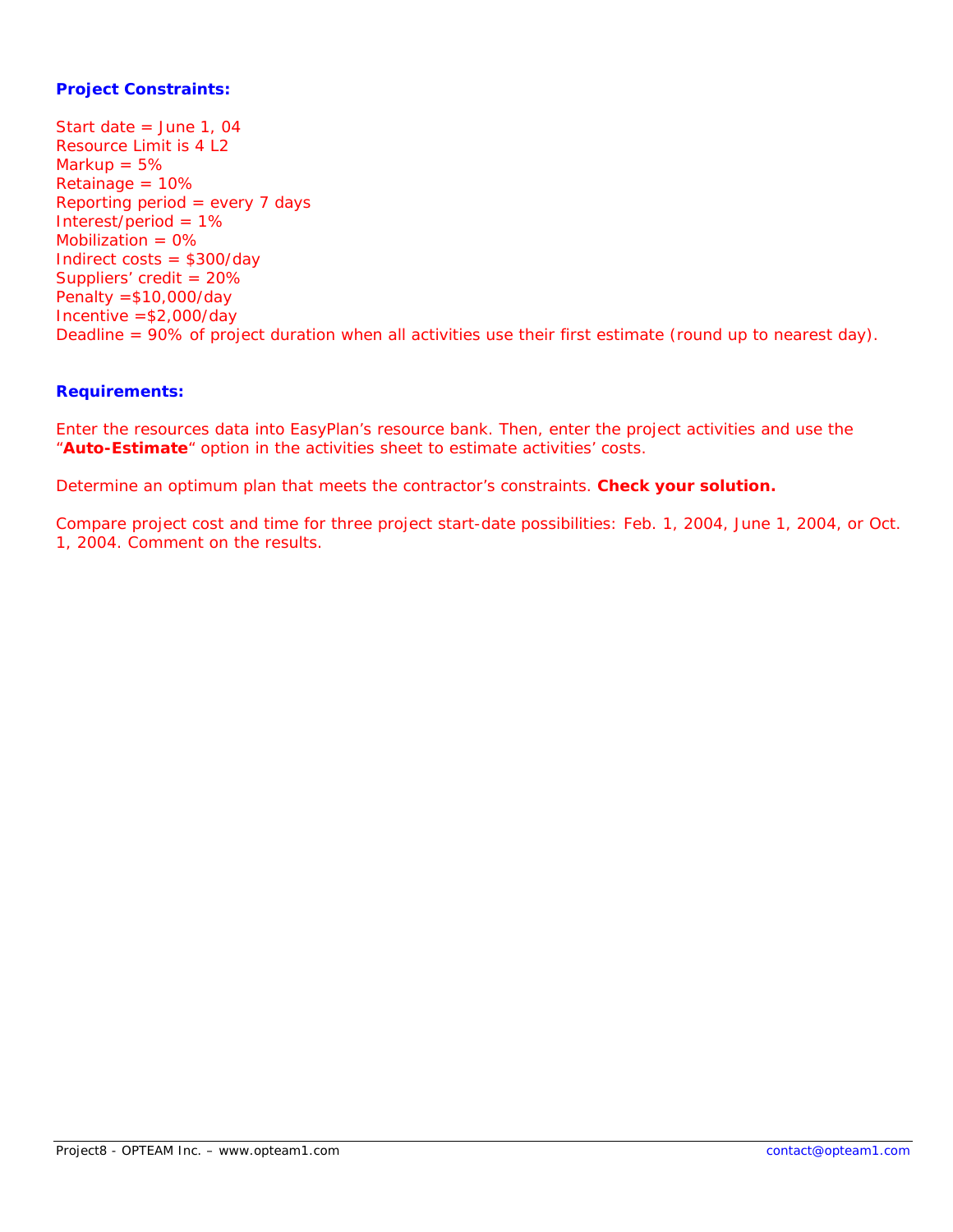### Project Constraints:

Start date = June 1, 04
Resource Limit is 4 L2
Markup = 5%
Retainage = 10%
Reporting period = every 7 days
Interest/period = 1%
Mobilization = 0%
Indirect costs = $300/day
Suppliers' credit = 20%
Penalty =$10,000/day
Incentive =$2,000/day
Deadline = 90% of project duration when all activities use their first estimate (round up to nearest day).

### Requirements:

Enter the resources data into EasyPlan's resource bank. Then, enter the project activities and use the "**Auto-Estimate**" option in the activities sheet to estimate activities' costs.

Determine an optimum plan that meets the contractor's constraints. **Check your solution.**

Compare project cost and time for three project start-date possibilities: Feb. 1, 2004, June 1, 2004, or Oct. 1, 2004. Comment on the results.